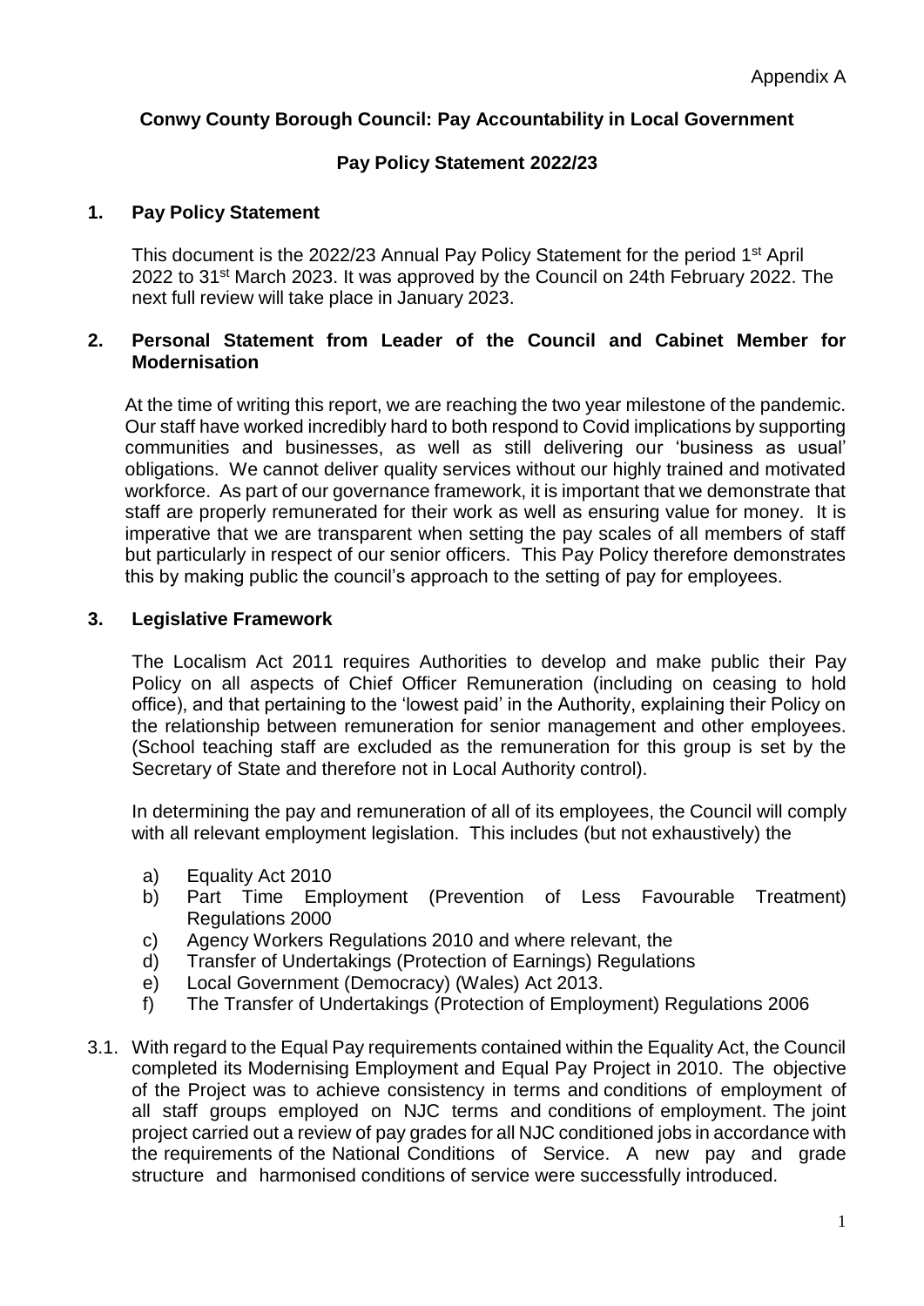Appendix A

# Conwy County Borough Council: Pay Accountability in Local Government

## Pay Policy Statement 2022/23

### 1. Pay Policy Statement

This document is the 2022/23 Annual Pay Policy Statement for the period 1st April 2022 to 31st March 2023. It was approved by the Council on 24th February 2022. The next full review will take place in January 2023.

### 2. Personal Statement from Leader of the Council and Cabinet Member for Modernisation

At the time of writing this report, we are reaching the two year milestone of the pandemic. Our staff have worked incredibly hard to both respond to Covid implications by supporting communities and businesses, as well as still delivering our 'business as usual' obligations. We cannot deliver quality services without our highly trained and motivated workforce. As part of our governance framework, it is important that we demonstrate that staff are properly remunerated for their work as well as ensuring value for money. It is imperative that we are transparent when setting the pay scales of all members of staff but particularly in respect of our senior officers. This Pay Policy therefore demonstrates this by making public the council's approach to the setting of pay for employees.

### 3. Legislative Framework

The Localism Act 2011 requires Authorities to develop and make public their Pay Policy on all aspects of Chief Officer Remuneration (including on ceasing to hold office), and that pertaining to the 'lowest paid' in the Authority, explaining their Policy on the relationship between remuneration for senior management and other employees. (School teaching staff are excluded as the remuneration for this group is set by the Secretary of State and therefore not in Local Authority control).

In determining the pay and remuneration of all of its employees, the Council will comply with all relevant employment legislation. This includes (but not exhaustively) the

a) Equality Act 2010
b) Part Time Employment (Prevention of Less Favourable Treatment) Regulations 2000
c) Agency Workers Regulations 2010 and where relevant, the
d) Transfer of Undertakings (Protection of Earnings) Regulations
e) Local Government (Democracy) (Wales) Act 2013.
f) The Transfer of Undertakings (Protection of Employment) Regulations 2006

3.1. With regard to the Equal Pay requirements contained within the Equality Act, the Council completed its Modernising Employment and Equal Pay Project in 2010. The objective of the Project was to achieve consistency in terms and conditions of employment of all staff groups employed on NJC terms and conditions of employment. The joint project carried out a review of pay grades for all NJC conditioned jobs in accordance with the requirements of the National Conditions of Service. A new pay and grade structure and harmonised conditions of service were successfully introduced.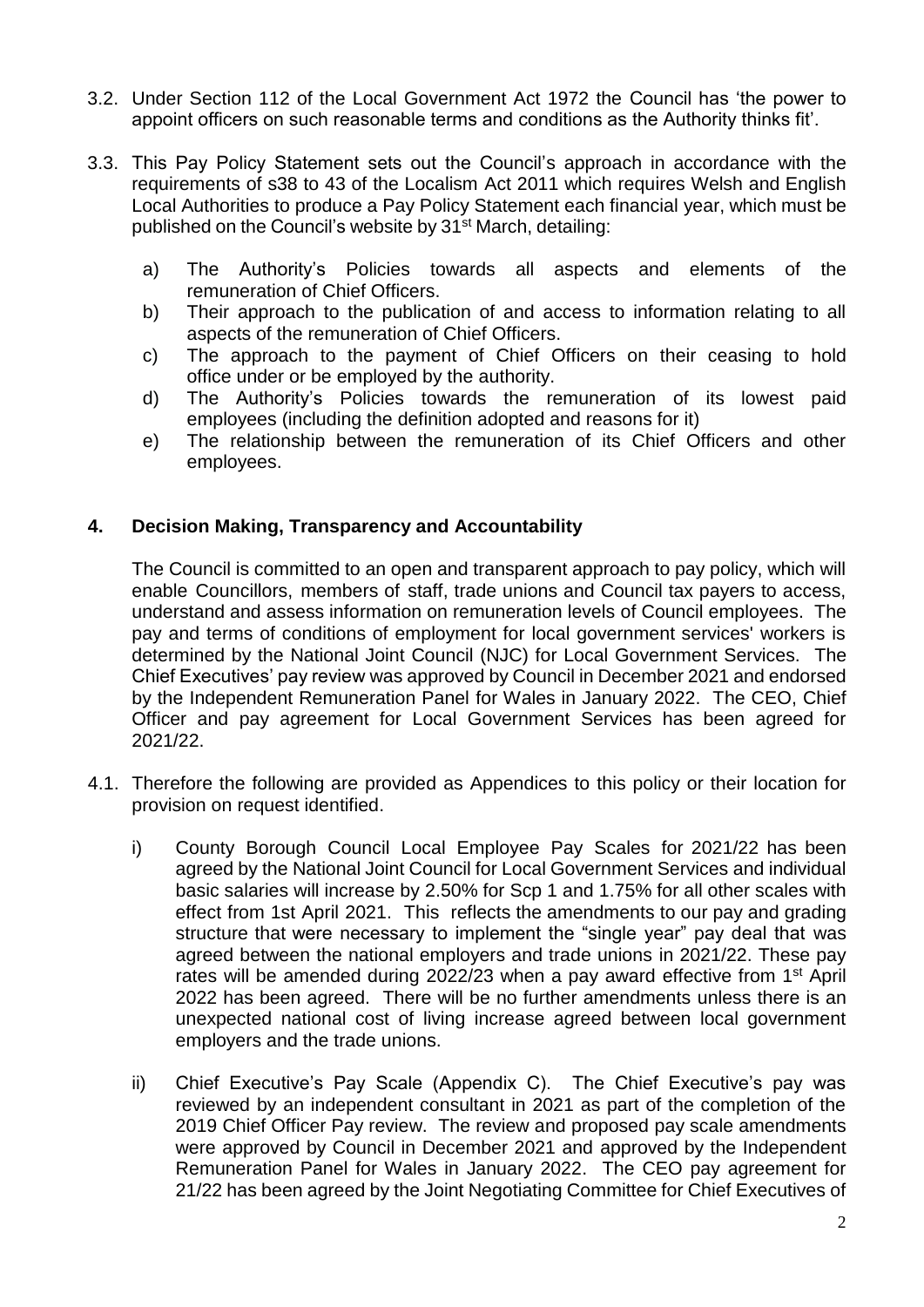3.2. Under Section 112 of the Local Government Act 1972 the Council has 'the power to appoint officers on such reasonable terms and conditions as the Authority thinks fit'.

3.3. This Pay Policy Statement sets out the Council's approach in accordance with the requirements of s38 to 43 of the Localism Act 2011 which requires Welsh and English Local Authorities to produce a Pay Policy Statement each financial year, which must be published on the Council's website by 31st March, detailing:

   a) The Authority's Policies towards all aspects and elements of the remuneration of Chief Officers.
   b) Their approach to the publication of and access to information relating to all aspects of the remuneration of Chief Officers.
   c) The approach to the payment of Chief Officers on their ceasing to hold office under or be employed by the authority.
   d) The Authority's Policies towards the remuneration of its lowest paid employees (including the definition adopted and reasons for it)
   e) The relationship between the remuneration of its Chief Officers and other employees.

## 4. Decision Making, Transparency and Accountability

The Council is committed to an open and transparent approach to pay policy, which will enable Councillors, members of staff, trade unions and Council tax payers to access, understand and assess information on remuneration levels of Council employees. The pay and terms of conditions of employment for local government services' workers is determined by the National Joint Council (NJC) for Local Government Services. The Chief Executives' pay review was approved by Council in December 2021 and endorsed by the Independent Remuneration Panel for Wales in January 2022. The CEO, Chief Officer and pay agreement for Local Government Services has been agreed for 2021/22.

4.1. Therefore the following are provided as Appendices to this policy or their location for provision on request identified.

   i) County Borough Council Local Employee Pay Scales for 2021/22 has been agreed by the National Joint Council for Local Government Services and individual basic salaries will increase by 2.50% for Scp 1 and 1.75% for all other scales with effect from 1st April 2021. This reflects the amendments to our pay and grading structure that were necessary to implement the "single year" pay deal that was agreed between the national employers and trade unions in 2021/22. These pay rates will be amended during 2022/23 when a pay award effective from 1st April 2022 has been agreed. There will be no further amendments unless there is an unexpected national cost of living increase agreed between local government employers and the trade unions.

   ii) Chief Executive's Pay Scale (Appendix C). The Chief Executive's pay was reviewed by an independent consultant in 2021 as part of the completion of the 2019 Chief Officer Pay review. The review and proposed pay scale amendments were approved by Council in December 2021 and approved by the Independent Remuneration Panel for Wales in January 2022. The CEO pay agreement for 21/22 has been agreed by the Joint Negotiating Committee for Chief Executives of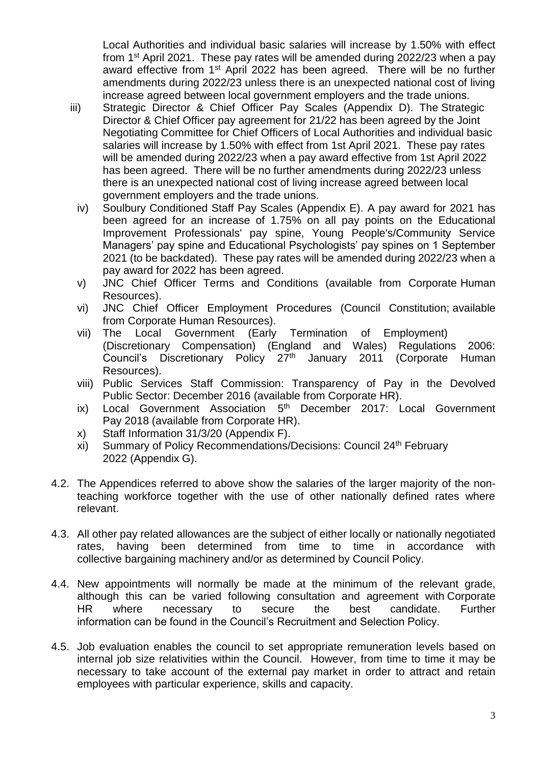Local Authorities and individual basic salaries will increase by 1.50% with effect from 1st April 2021. These pay rates will be amended during 2022/23 when a pay award effective from 1st April 2022 has been agreed. There will be no further amendments during 2022/23 unless there is an unexpected national cost of living increase agreed between local government employers and the trade unions.

iii) Strategic Director & Chief Officer Pay Scales (Appendix D). The Strategic Director & Chief Officer pay agreement for 21/22 has been agreed by the Joint Negotiating Committee for Chief Officers of Local Authorities and individual basic salaries will increase by 1.50% with effect from 1st April 2021. These pay rates will be amended during 2022/23 when a pay award effective from 1st April 2022 has been agreed. There will be no further amendments during 2022/23 unless there is an unexpected national cost of living increase agreed between local government employers and the trade unions.

iv) Soulbury Conditioned Staff Pay Scales (Appendix E). A pay award for 2021 has been agreed for an increase of 1.75% on all pay points on the Educational Improvement Professionals' pay spine, Young People's/Community Service Managers' pay spine and Educational Psychologists' pay spines on 1 September 2021 (to be backdated). These pay rates will be amended during 2022/23 when a pay award for 2022 has been agreed.

v) JNC Chief Officer Terms and Conditions (available from Corporate Human Resources).

vi) JNC Chief Officer Employment Procedures (Council Constitution; available from Corporate Human Resources).

vii) The Local Government (Early Termination of Employment) (Discretionary Compensation) (England and Wales) Regulations 2006: Council's Discretionary Policy 27th January 2011 (Corporate Human Resources).

viii) Public Services Staff Commission: Transparency of Pay in the Devolved Public Sector: December 2016 (available from Corporate HR).

ix) Local Government Association 5th December 2017: Local Government Pay 2018 (available from Corporate HR).

x) Staff Information 31/3/20 (Appendix F).

xi) Summary of Policy Recommendations/Decisions: Council 24th February 2022 (Appendix G).

4.2. The Appendices referred to above show the salaries of the larger majority of the non-teaching workforce together with the use of other nationally defined rates where relevant.

4.3. All other pay related allowances are the subject of either locally or nationally negotiated rates, having been determined from time to time in accordance with collective bargaining machinery and/or as determined by Council Policy.

4.4. New appointments will normally be made at the minimum of the relevant grade, although this can be varied following consultation and agreement with Corporate HR where necessary to secure the best candidate. Further information can be found in the Council's Recruitment and Selection Policy.

4.5. Job evaluation enables the council to set appropriate remuneration levels based on internal job size relativities within the Council. However, from time to time it may be necessary to take account of the external pay market in order to attract and retain employees with particular experience, skills and capacity.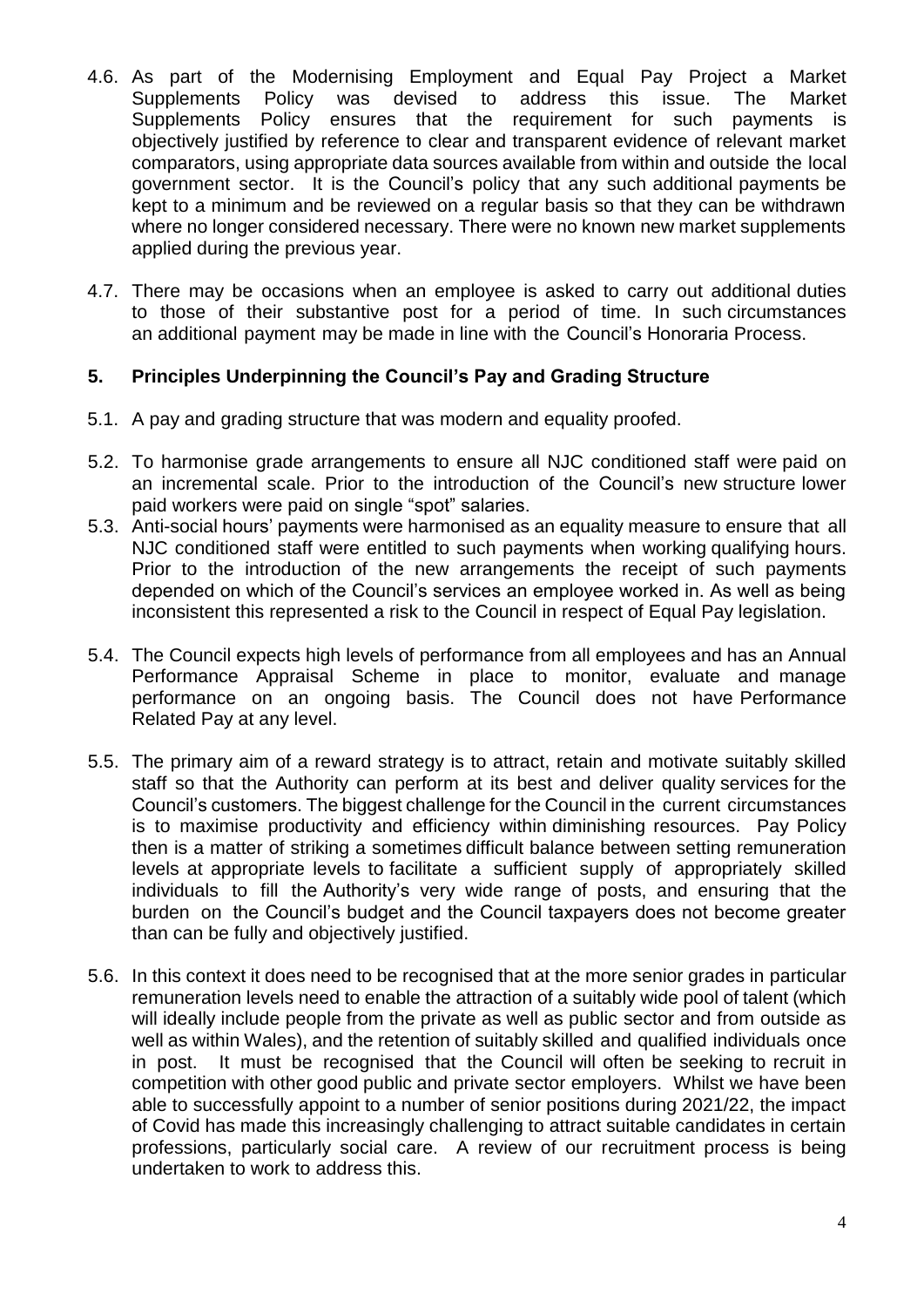4.6. As part of the Modernising Employment and Equal Pay Project a Market Supplements Policy was devised to address this issue. The Market Supplements Policy ensures that the requirement for such payments is objectively justified by reference to clear and transparent evidence of relevant market comparators, using appropriate data sources available from within and outside the local government sector. It is the Council's policy that any such additional payments be kept to a minimum and be reviewed on a regular basis so that they can be withdrawn where no longer considered necessary. There were no known new market supplements applied during the previous year.

4.7. There may be occasions when an employee is asked to carry out additional duties to those of their substantive post for a period of time. In such circumstances an additional payment may be made in line with the Council's Honoraria Process.

## 5. Principles Underpinning the Council's Pay and Grading Structure

5.1. A pay and grading structure that was modern and equality proofed.

5.2. To harmonise grade arrangements to ensure all NJC conditioned staff were paid on an incremental scale. Prior to the introduction of the Council's new structure lower paid workers were paid on single "spot" salaries.

5.3. Anti-social hours' payments were harmonised as an equality measure to ensure that all NJC conditioned staff were entitled to such payments when working qualifying hours. Prior to the introduction of the new arrangements the receipt of such payments depended on which of the Council's services an employee worked in. As well as being inconsistent this represented a risk to the Council in respect of Equal Pay legislation.

5.4. The Council expects high levels of performance from all employees and has an Annual Performance Appraisal Scheme in place to monitor, evaluate and manage performance on an ongoing basis. The Council does not have Performance Related Pay at any level.

5.5. The primary aim of a reward strategy is to attract, retain and motivate suitably skilled staff so that the Authority can perform at its best and deliver quality services for the Council's customers. The biggest challenge for the Council in the current circumstances is to maximise productivity and efficiency within diminishing resources. Pay Policy then is a matter of striking a sometimes difficult balance between setting remuneration levels at appropriate levels to facilitate a sufficient supply of appropriately skilled individuals to fill the Authority's very wide range of posts, and ensuring that the burden on the Council's budget and the Council taxpayers does not become greater than can be fully and objectively justified.

5.6. In this context it does need to be recognised that at the more senior grades in particular remuneration levels need to enable the attraction of a suitably wide pool of talent (which will ideally include people from the private as well as public sector and from outside as well as within Wales), and the retention of suitably skilled and qualified individuals once in post. It must be recognised that the Council will often be seeking to recruit in competition with other good public and private sector employers. Whilst we have been able to successfully appoint to a number of senior positions during 2021/22, the impact of Covid has made this increasingly challenging to attract suitable candidates in certain professions, particularly social care. A review of our recruitment process is being undertaken to work to address this.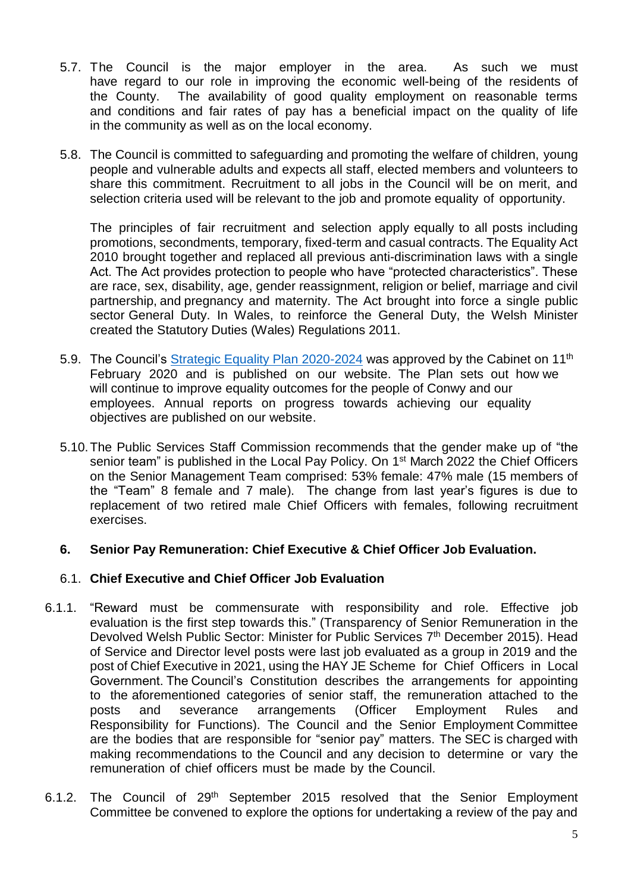5.7. The Council is the major employer in the area. As such we must have regard to our role in improving the economic well-being of the residents of the County. The availability of good quality employment on reasonable terms and conditions and fair rates of pay has a beneficial impact on the quality of life in the community as well as on the local economy.

5.8. The Council is committed to safeguarding and promoting the welfare of children, young people and vulnerable adults and expects all staff, elected members and volunteers to share this commitment. Recruitment to all jobs in the Council will be on merit, and selection criteria used will be relevant to the job and promote equality of opportunity.

The principles of fair recruitment and selection apply equally to all posts including promotions, secondments, temporary, fixed-term and casual contracts. The Equality Act 2010 brought together and replaced all previous anti-discrimination laws with a single Act. The Act provides protection to people who have "protected characteristics". These are race, sex, disability, age, gender reassignment, religion or belief, marriage and civil partnership, and pregnancy and maternity. The Act brought into force a single public sector General Duty. In Wales, to reinforce the General Duty, the Welsh Minister created the Statutory Duties (Wales) Regulations 2011.

5.9. The Council's [Strategic Equality Plan 2020-2024] was approved by the Cabinet on 11th February 2020 and is published on our website. The Plan sets out how we will continue to improve equality outcomes for the people of Conwy and our employees. Annual reports on progress towards achieving our equality objectives are published on our website.

5.10. The Public Services Staff Commission recommends that the gender make up of "the senior team" is published in the Local Pay Policy. On 1st March 2022 the Chief Officers on the Senior Management Team comprised: 53% female: 47% male (15 members of the "Team" 8 female and 7 male). The change from last year's figures is due to replacement of two retired male Chief Officers with females, following recruitment exercises.

## 6. Senior Pay Remuneration: Chief Executive & Chief Officer Job Evaluation.

### 6.1. Chief Executive and Chief Officer Job Evaluation

6.1.1. "Reward must be commensurate with responsibility and role. Effective job evaluation is the first step towards this." (Transparency of Senior Remuneration in the Devolved Welsh Public Sector: Minister for Public Services 7th December 2015). Head of Service and Director level posts were last job evaluated as a group in 2019 and the post of Chief Executive in 2021, using the HAY JE Scheme for Chief Officers in Local Government. The Council's Constitution describes the arrangements for appointing to the aforementioned categories of senior staff, the remuneration attached to the posts and severance arrangements (Officer Employment Rules and Responsibility for Functions). The Council and the Senior Employment Committee are the bodies that are responsible for "senior pay" matters. The SEC is charged with making recommendations to the Council and any decision to determine or vary the remuneration of chief officers must be made by the Council.

6.1.2. The Council of 29th September 2015 resolved that the Senior Employment Committee be convened to explore the options for undertaking a review of the pay and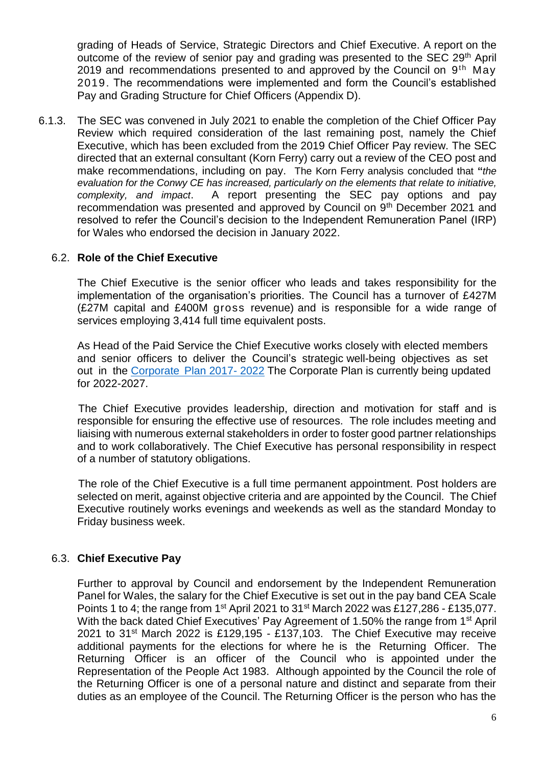grading of Heads of Service, Strategic Directors and Chief Executive. A report on the outcome of the review of senior pay and grading was presented to the SEC 29th April 2019 and recommendations presented to and approved by the Council on 9th May 2019. The recommendations were implemented and form the Council's established Pay and Grading Structure for Chief Officers (Appendix D).

6.1.3. The SEC was convened in July 2021 to enable the completion of the Chief Officer Pay Review which required consideration of the last remaining post, namely the Chief Executive, which has been excluded from the 2019 Chief Officer Pay review. The SEC directed that an external consultant (Korn Ferry) carry out a review of the CEO post and make recommendations, including on pay. The Korn Ferry analysis concluded that "*the evaluation for the Conwy CE has increased, particularly on the elements that relate to initiative, complexity, and impact*. A report presenting the SEC pay options and pay recommendation was presented and approved by Council on 9th December 2021 and resolved to refer the Council's decision to the Independent Remuneration Panel (IRP) for Wales who endorsed the decision in January 2022.

## 6.2. Role of the Chief Executive

The Chief Executive is the senior officer who leads and takes responsibility for the implementation of the organisation's priorities. The Council has a turnover of £427M (£27M capital and £400M gross revenue) and is responsible for a wide range of services employing 3,414 full time equivalent posts.

As Head of the Paid Service the Chief Executive works closely with elected members and senior officers to deliver the Council's strategic well-being objectives as set out in the Corporate Plan 2017- 2022 The Corporate Plan is currently being updated for 2022-2027.

The Chief Executive provides leadership, direction and motivation for staff and is responsible for ensuring the effective use of resources. The role includes meeting and liaising with numerous external stakeholders in order to foster good partner relationships and to work collaboratively. The Chief Executive has personal responsibility in respect of a number of statutory obligations.

The role of the Chief Executive is a full time permanent appointment. Post holders are selected on merit, against objective criteria and are appointed by the Council. The Chief Executive routinely works evenings and weekends as well as the standard Monday to Friday business week.

## 6.3. Chief Executive Pay

Further to approval by Council and endorsement by the Independent Remuneration Panel for Wales, the salary for the Chief Executive is set out in the pay band CEA Scale Points 1 to 4; the range from 1st April 2021 to 31st March 2022 was £127,286 - £135,077. With the back dated Chief Executives' Pay Agreement of 1.50% the range from 1st April 2021 to 31st March 2022 is £129,195 - £137,103. The Chief Executive may receive additional payments for the elections for where he is the Returning Officer. The Returning Officer is an officer of the Council who is appointed under the Representation of the People Act 1983. Although appointed by the Council the role of the Returning Officer is one of a personal nature and distinct and separate from their duties as an employee of the Council. The Returning Officer is the person who has the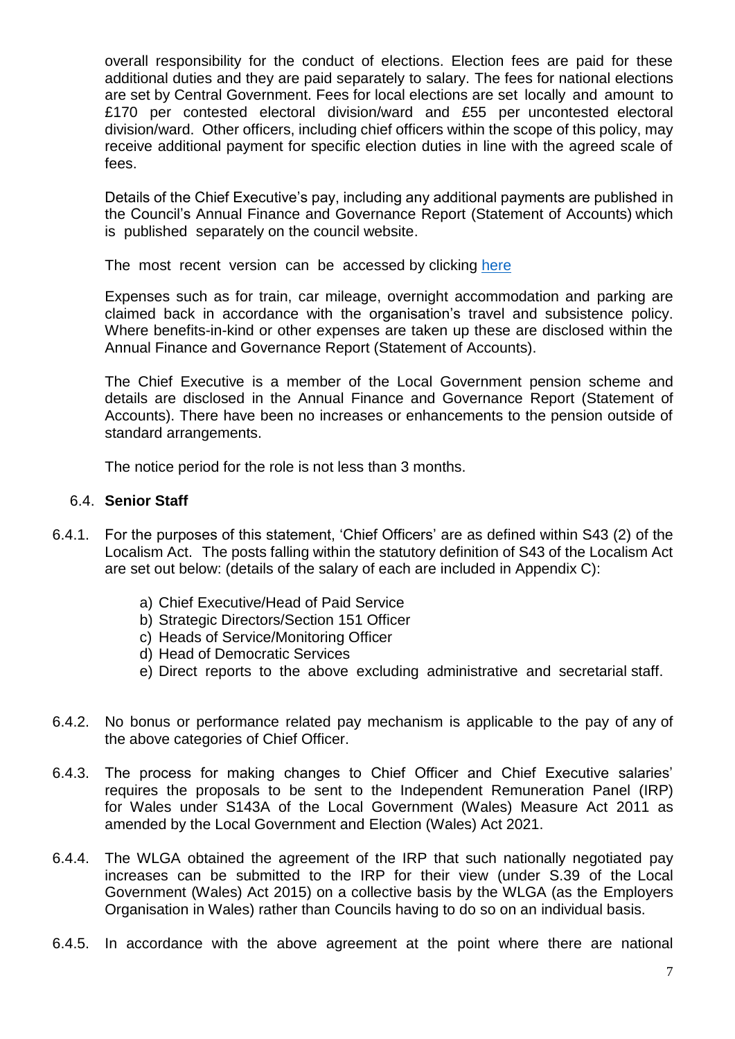overall responsibility for the conduct of elections. Election fees are paid for these additional duties and they are paid separately to salary. The fees for national elections are set by Central Government. Fees for local elections are set locally and amount to £170 per contested electoral division/ward and £55 per uncontested electoral division/ward. Other officers, including chief officers within the scope of this policy, may receive additional payment for specific election duties in line with the agreed scale of fees.

Details of the Chief Executive's pay, including any additional payments are published in the Council's Annual Finance and Governance Report (Statement of Accounts) which is published separately on the council website.

The most recent version can be accessed by clicking here

Expenses such as for train, car mileage, overnight accommodation and parking are claimed back in accordance with the organisation's travel and subsistence policy. Where benefits-in-kind or other expenses are taken up these are disclosed within the Annual Finance and Governance Report (Statement of Accounts).

The Chief Executive is a member of the Local Government pension scheme and details are disclosed in the Annual Finance and Governance Report (Statement of Accounts). There have been no increases or enhancements to the pension outside of standard arrangements.

The notice period for the role is not less than 3 months.

### 6.4. **Senior Staff**

6.4.1. For the purposes of this statement, 'Chief Officers' are as defined within S43 (2) of the Localism Act. The posts falling within the statutory definition of S43 of the Localism Act are set out below: (details of the salary of each are included in Appendix C):

a) Chief Executive/Head of Paid Service
b) Strategic Directors/Section 151 Officer
c) Heads of Service/Monitoring Officer
d) Head of Democratic Services
e) Direct reports to the above excluding administrative and secretarial staff.

6.4.2. No bonus or performance related pay mechanism is applicable to the pay of any of the above categories of Chief Officer.

6.4.3. The process for making changes to Chief Officer and Chief Executive salaries' requires the proposals to be sent to the Independent Remuneration Panel (IRP) for Wales under S143A of the Local Government (Wales) Measure Act 2011 as amended by the Local Government and Election (Wales) Act 2021.

6.4.4. The WLGA obtained the agreement of the IRP that such nationally negotiated pay increases can be submitted to the IRP for their view (under S.39 of the Local Government (Wales) Act 2015) on a collective basis by the WLGA (as the Employers Organisation in Wales) rather than Councils having to do so on an individual basis.

6.4.5. In accordance with the above agreement at the point where there are national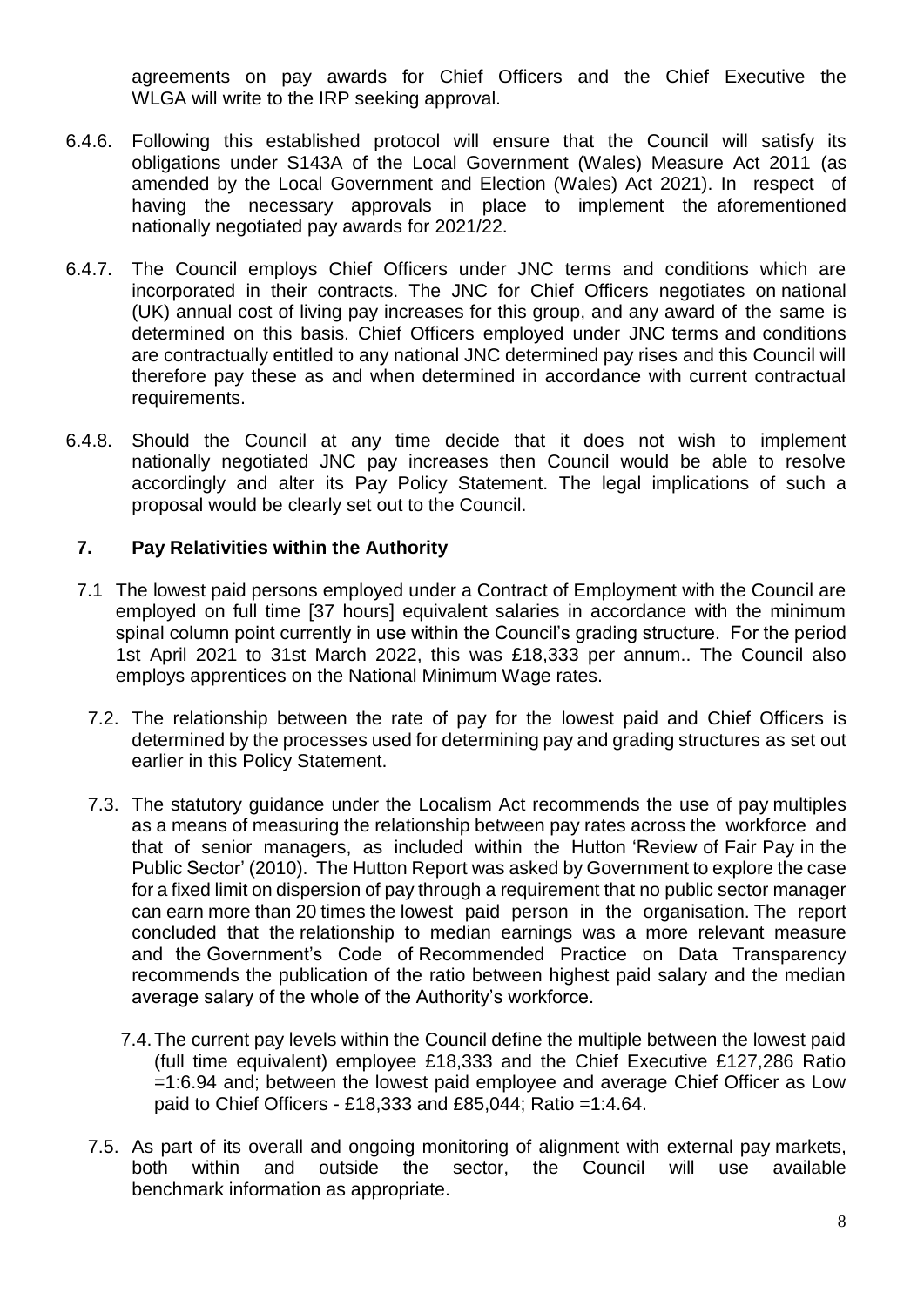agreements on pay awards for Chief Officers and the Chief Executive the WLGA will write to the IRP seeking approval.

6.4.6. Following this established protocol will ensure that the Council will satisfy its obligations under S143A of the Local Government (Wales) Measure Act 2011 (as amended by the Local Government and Election (Wales) Act 2021). In respect of having the necessary approvals in place to implement the aforementioned nationally negotiated pay awards for 2021/22.

6.4.7. The Council employs Chief Officers under JNC terms and conditions which are incorporated in their contracts. The JNC for Chief Officers negotiates on national (UK) annual cost of living pay increases for this group, and any award of the same is determined on this basis. Chief Officers employed under JNC terms and conditions are contractually entitled to any national JNC determined pay rises and this Council will therefore pay these as and when determined in accordance with current contractual requirements.

6.4.8. Should the Council at any time decide that it does not wish to implement nationally negotiated JNC pay increases then Council would be able to resolve accordingly and alter its Pay Policy Statement. The legal implications of such a proposal would be clearly set out to the Council.

## 7. Pay Relativities within the Authority

7.1 The lowest paid persons employed under a Contract of Employment with the Council are employed on full time [37 hours] equivalent salaries in accordance with the minimum spinal column point currently in use within the Council's grading structure. For the period 1st April 2021 to 31st March 2022, this was £18,333 per annum.. The Council also employs apprentices on the National Minimum Wage rates.

7.2. The relationship between the rate of pay for the lowest paid and Chief Officers is determined by the processes used for determining pay and grading structures as set out earlier in this Policy Statement.

7.3. The statutory guidance under the Localism Act recommends the use of pay multiples as a means of measuring the relationship between pay rates across the workforce and that of senior managers, as included within the Hutton 'Review of Fair Pay in the Public Sector' (2010). The Hutton Report was asked by Government to explore the case for a fixed limit on dispersion of pay through a requirement that no public sector manager can earn more than 20 times the lowest paid person in the organisation. The report concluded that the relationship to median earnings was a more relevant measure and the Government's Code of Recommended Practice on Data Transparency recommends the publication of the ratio between highest paid salary and the median average salary of the whole of the Authority's workforce.

7.4. The current pay levels within the Council define the multiple between the lowest paid (full time equivalent) employee £18,333 and the Chief Executive £127,286 Ratio =1:6.94 and; between the lowest paid employee and average Chief Officer as Low paid to Chief Officers - £18,333 and £85,044; Ratio =1:4.64.

7.5. As part of its overall and ongoing monitoring of alignment with external pay markets, both within and outside the sector, the Council will use available benchmark information as appropriate.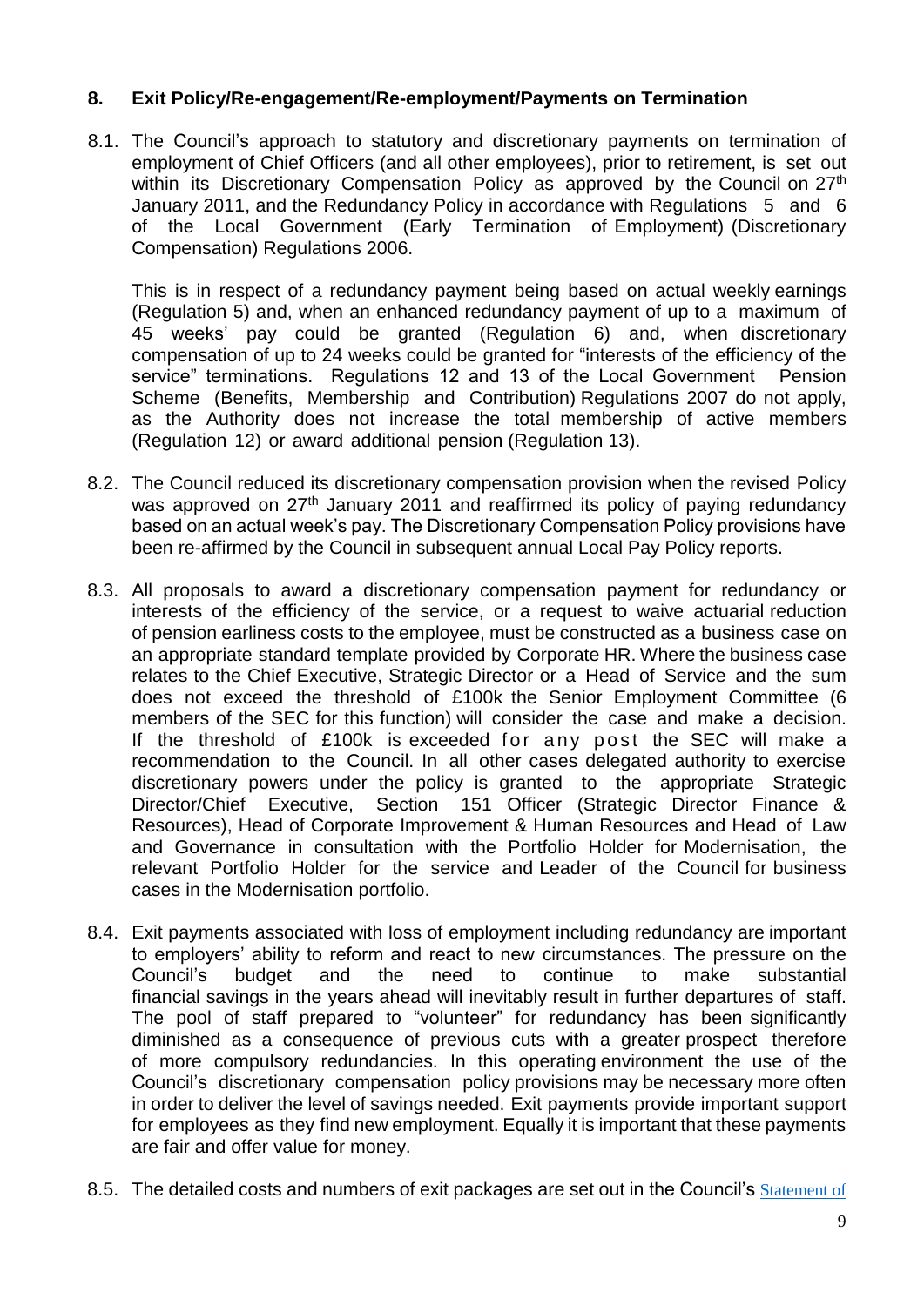## 8. Exit Policy/Re-engagement/Re-employment/Payments on Termination

8.1. The Council's approach to statutory and discretionary payments on termination of employment of Chief Officers (and all other employees), prior to retirement, is set out within its Discretionary Compensation Policy as approved by the Council on 27th January 2011, and the Redundancy Policy in accordance with Regulations 5 and 6 of the Local Government (Early Termination of Employment) (Discretionary Compensation) Regulations 2006.

This is in respect of a redundancy payment being based on actual weekly earnings (Regulation 5) and, when an enhanced redundancy payment of up to a maximum of 45 weeks' pay could be granted (Regulation 6) and, when discretionary compensation of up to 24 weeks could be granted for "interests of the efficiency of the service" terminations. Regulations 12 and 13 of the Local Government Pension Scheme (Benefits, Membership and Contribution) Regulations 2007 do not apply, as the Authority does not increase the total membership of active members (Regulation 12) or award additional pension (Regulation 13).

8.2. The Council reduced its discretionary compensation provision when the revised Policy was approved on 27th January 2011 and reaffirmed its policy of paying redundancy based on an actual week's pay. The Discretionary Compensation Policy provisions have been re-affirmed by the Council in subsequent annual Local Pay Policy reports.

8.3. All proposals to award a discretionary compensation payment for redundancy or interests of the efficiency of the service, or a request to waive actuarial reduction of pension earliness costs to the employee, must be constructed as a business case on an appropriate standard template provided by Corporate HR. Where the business case relates to the Chief Executive, Strategic Director or a Head of Service and the sum does not exceed the threshold of £100k the Senior Employment Committee (6 members of the SEC for this function) will consider the case and make a decision. If the threshold of £100k is exceeded for any post the SEC will make a recommendation to the Council. In all other cases delegated authority to exercise discretionary powers under the policy is granted to the appropriate Strategic Director/Chief Executive, Section 151 Officer (Strategic Director Finance & Resources), Head of Corporate Improvement & Human Resources and Head of Law and Governance in consultation with the Portfolio Holder for Modernisation, the relevant Portfolio Holder for the service and Leader of the Council for business cases in the Modernisation portfolio.

8.4. Exit payments associated with loss of employment including redundancy are important to employers' ability to reform and react to new circumstances. The pressure on the Council's budget and the need to continue to make substantial financial savings in the years ahead will inevitably result in further departures of staff. The pool of staff prepared to "volunteer" for redundancy has been significantly diminished as a consequence of previous cuts with a greater prospect therefore of more compulsory redundancies. In this operating environment the use of the Council's discretionary compensation policy provisions may be necessary more often in order to deliver the level of savings needed. Exit payments provide important support for employees as they find new employment. Equally it is important that these payments are fair and offer value for money.

8.5. The detailed costs and numbers of exit packages are set out in the Council's Statement of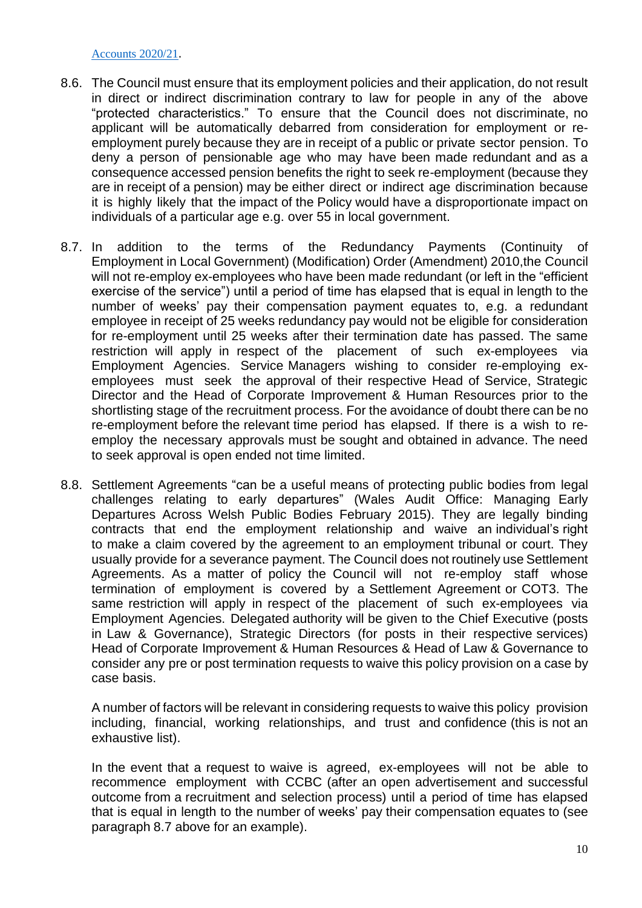Accounts 2020/21.

8.6. The Council must ensure that its employment policies and their application, do not result in direct or indirect discrimination contrary to law for people in any of the above "protected characteristics." To ensure that the Council does not discriminate, no applicant will be automatically debarred from consideration for employment or re-employment purely because they are in receipt of a public or private sector pension. To deny a person of pensionable age who may have been made redundant and as a consequence accessed pension benefits the right to seek re-employment (because they are in receipt of a pension) may be either direct or indirect age discrimination because it is highly likely that the impact of the Policy would have a disproportionate impact on individuals of a particular age e.g. over 55 in local government.

8.7. In addition to the terms of the Redundancy Payments (Continuity of Employment in Local Government) (Modification) Order (Amendment) 2010,the Council will not re-employ ex-employees who have been made redundant (or left in the "efficient exercise of the service") until a period of time has elapsed that is equal in length to the number of weeks' pay their compensation payment equates to, e.g. a redundant employee in receipt of 25 weeks redundancy pay would not be eligible for consideration for re-employment until 25 weeks after their termination date has passed. The same restriction will apply in respect of the placement of such ex-employees via Employment Agencies. Service Managers wishing to consider re-employing ex-employees must seek the approval of their respective Head of Service, Strategic Director and the Head of Corporate Improvement & Human Resources prior to the shortlisting stage of the recruitment process. For the avoidance of doubt there can be no re-employment before the relevant time period has elapsed. If there is a wish to re-employ the necessary approvals must be sought and obtained in advance. The need to seek approval is open ended not time limited.

8.8. Settlement Agreements "can be a useful means of protecting public bodies from legal challenges relating to early departures" (Wales Audit Office: Managing Early Departures Across Welsh Public Bodies February 2015). They are legally binding contracts that end the employment relationship and waive an individual's right to make a claim covered by the agreement to an employment tribunal or court. They usually provide for a severance payment. The Council does not routinely use Settlement Agreements. As a matter of policy the Council will not re-employ staff whose termination of employment is covered by a Settlement Agreement or COT3. The same restriction will apply in respect of the placement of such ex-employees via Employment Agencies. Delegated authority will be given to the Chief Executive (posts in Law & Governance), Strategic Directors (for posts in their respective services) Head of Corporate Improvement & Human Resources & Head of Law & Governance to consider any pre or post termination requests to waive this policy provision on a case by case basis.

    A number of factors will be relevant in considering requests to waive this policy provision including, financial, working relationships, and trust and confidence (this is not an exhaustive list).

    In the event that a request to waive is agreed, ex-employees will not be able to recommence employment with CCBC (after an open advertisement and successful outcome from a recruitment and selection process) until a period of time has elapsed that is equal in length to the number of weeks' pay their compensation equates to (see paragraph 8.7 above for an example).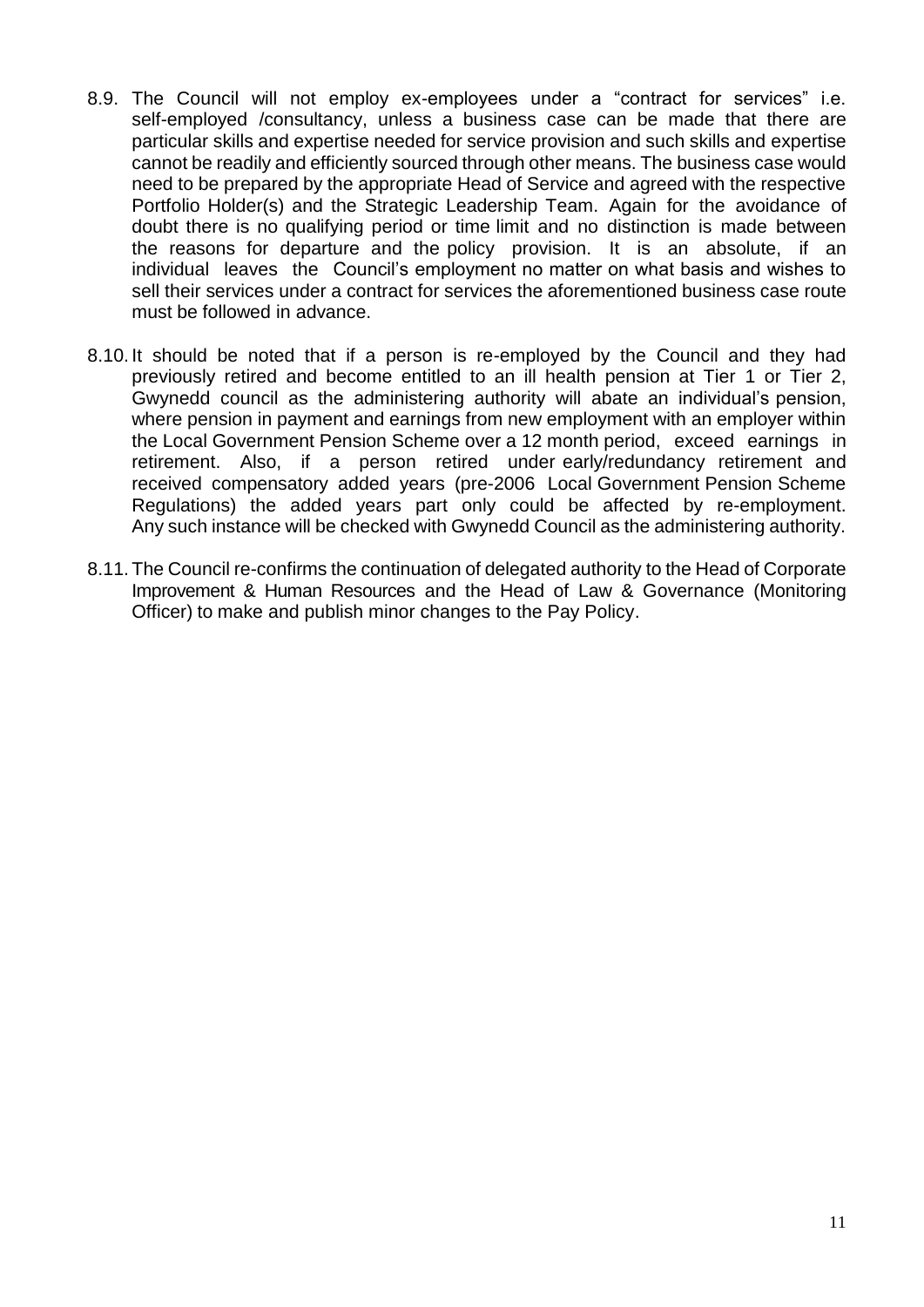8.9. The Council will not employ ex-employees under a "contract for services" i.e. self-employed /consultancy, unless a business case can be made that there are particular skills and expertise needed for service provision and such skills and expertise cannot be readily and efficiently sourced through other means. The business case would need to be prepared by the appropriate Head of Service and agreed with the respective Portfolio Holder(s) and the Strategic Leadership Team. Again for the avoidance of doubt there is no qualifying period or time limit and no distinction is made between the reasons for departure and the policy provision. It is an absolute, if an individual leaves the Council's employment no matter on what basis and wishes to sell their services under a contract for services the aforementioned business case route must be followed in advance.

8.10. It should be noted that if a person is re-employed by the Council and they had previously retired and become entitled to an ill health pension at Tier 1 or Tier 2, Gwynedd council as the administering authority will abate an individual's pension, where pension in payment and earnings from new employment with an employer within the Local Government Pension Scheme over a 12 month period, exceed earnings in retirement. Also, if a person retired under early/redundancy retirement and received compensatory added years (pre-2006 Local Government Pension Scheme Regulations) the added years part only could be affected by re-employment. Any such instance will be checked with Gwynedd Council as the administering authority.

8.11. The Council re-confirms the continuation of delegated authority to the Head of Corporate Improvement & Human Resources and the Head of Law & Governance (Monitoring Officer) to make and publish minor changes to the Pay Policy.